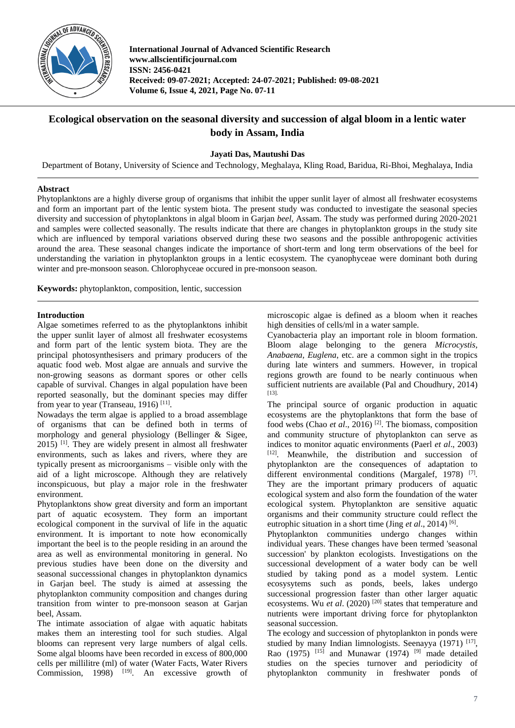# Ecological observation on the seasonal diversity and succession of algal bloom in a lentic water body in Assam, India

**Jayati Das, Mautushi Das**

Department of Botany, University of Science and Technology, Meghalaya, Kling Road, Baridua, Ri-Bhoi, Meghalaya, India

## Abstract

Phytoplanktons are a highly diverse group of organisms that inhibit the upper sunlit layer of almost all freshwater ecosystems and form an important part of the lentic system biota. The present study was conducted to investigate the seasonal species diversity and succession of phytoplanktons in algal bloom in Garjan *beel*, Assam. The study was performed during 2020-2021 and samples were collected seasonally. The results indicate that there are changes in phytoplankton groups in the study site which are influenced by temporal variations observed during these two seasons and the possible anthropogenic activities around the area. These seasonal changes indicate the importance of short-term and long term observations of the beel for understanding the variation in phytoplankton groups in a lentic ecosystem. The cyanophyceae were dominant both during winter and pre-monsoon season. Chlorophyceae occured in pre-monsoon season.

**Keywords:** phytoplankton, composition, lentic, succession

## Introduction

Algae sometimes referred to as the phytoplanktons inhibit the upper sunlit layer of almost all freshwater ecosystems and form part of the lentic system biota. They are the principal photosynthesisers and primary producers of the aquatic food web. Most algae are annuals and survive the non-growing seasons as dormant spores or other cells capable of survival. Changes in algal population have been reported seasonally, but the dominant species may differ from year to year (Transeau, 1916) [11].

Nowadays the term algae is applied to a broad assemblage of organisms that can be defined both in terms of morphology and general physiology (Bellinger & Sigee, 2015) [1]. They are widely present in almost all freshwater environments, such as lakes and rivers, where they are typically present as microorganisms – visible only with the aid of a light microscope. Although they are relatively inconspicuous, but play a major role in the freshwater environment.

Phytoplanktons show great diversity and form an important part of aquatic ecosystem. They form an important ecological component in the survival of life in the aquatic environment. It is important to note how economically important the beel is to the people residing in an around the area as well as environmental monitoring in general. No previous studies have been done on the diversity and seasonal successsional changes in phytoplankton dynamics in Garjan beel. The study is aimed at assessing the phytoplankton community composition and changes during transition from winter to pre-monsoon season at Garjan beel, Assam.

The intimate association of algae with aquatic habitats makes them an interesting tool for such studies. Algal blooms can represent very large numbers of algal cells. Some algal blooms have been recorded in excess of 800,000 cells per millilitre (ml) of water (Water Facts, Water Rivers Commission, 1998) [19]. An excessive growth of microscopic algae is defined as a bloom when it reaches high densities of cells/ml in a water sample.

Cyanobacteria play an important role in bloom formation. Bloom alage belonging to the genera *Microcystis, Anabaena, Euglena*, etc. are a common sight in the tropics during late winters and summers. However, in tropical regions growth are found to be nearly continuous when sufficient nutrients are available (Pal and Choudhury, 2014) [13].

The principal source of organic production in aquatic ecosystems are the phytoplanktons that form the base of food webs (Chao *et al*., 2016) [2]. The biomass, composition and community structure of phytoplankton can serve as indices to monitor aquatic environments (Paerl *et al*., 2003) [12]. Meanwhile, the distribution and succession of phytoplankton are the consequences of adaptation to different environmental conditions (Margalef, 1978) [7]. They are the important primary producers of aquatic ecological system and also form the foundation of the water ecological system. Phytoplankton are sensitive aquatic organisms and their community structure could reflect the eutrophic situation in a short time (Jing *et al*., 2014) [6].

Phytoplankton communities undergo changes within individual years. These changes have been termed 'seasonal succession' by plankton ecologists. Investigations on the successional development of a water body can be well studied by taking pond as a model system. Lentic ecosysytems such as ponds, beels, lakes undergo successional progression faster than other larger aquatic ecosystems. Wu *et al*. (2020) [20] states that temperature and nutrients were important driving force for phytoplankton seasonal succession.

The ecology and succession of phytoplankton in ponds were studied by many Indian limnologists. Seenayya (1971) [17], Rao (1975) [15] and Munawar (1974) [9] made detailed studies on the species turnover and periodicity of phytoplankton community in freshwater ponds of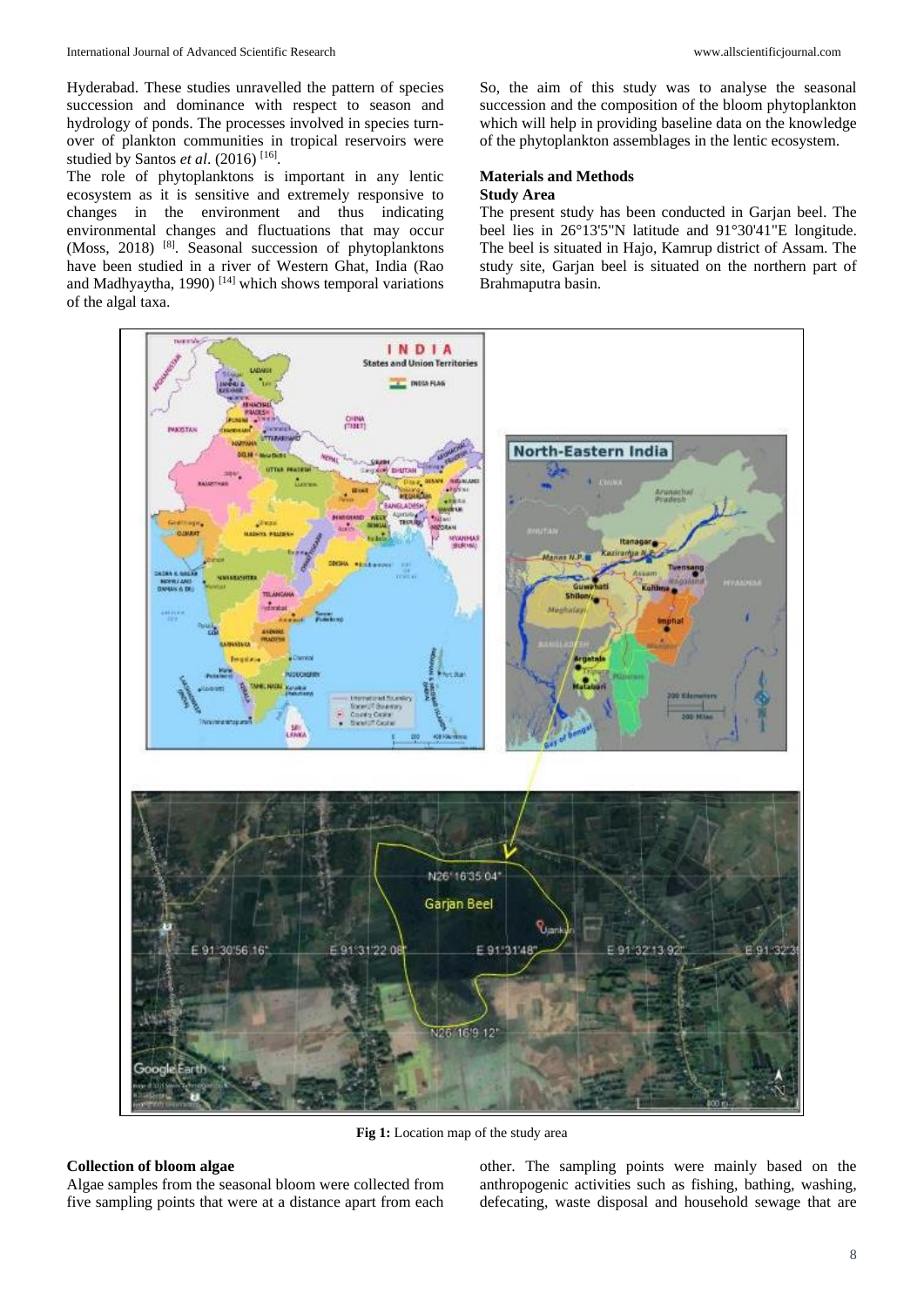Hyderabad. These studies unravelled the pattern of species succession and dominance with respect to season and hydrology of ponds. The processes involved in species turn-over of plankton communities in tropical reservoirs were studied by Santos *et al*. (2016) [16].

The role of phytoplanktons is important in any lentic ecosystem as it is sensitive and extremely responsive to changes in the environment and thus indicating environmental changes and fluctuations that may occur (Moss, 2018) [8]. Seasonal succession of phytoplanktons have been studied in a river of Western Ghat, India (Rao and Madhyaytha, 1990) [14] which shows temporal variations of the algal taxa.

So, the aim of this study was to analyse the seasonal succession and the composition of the bloom phytoplankton which will help in providing baseline data on the knowledge of the phytoplankton assemblages in the lentic ecosystem.

## Materials and Methods

### Study Area

The present study has been conducted in Garjan beel. The beel lies in 26°13'5"N latitude and 91°30'41"E longitude. The beel is situated in Hajo, Kamrup district of Assam. The study site, Garjan beel is situated on the northern part of Brahmaputra basin.

**Fig 1:** Location map of the study area

### Collection of bloom algae

Algae samples from the seasonal bloom were collected from five sampling points that were at a distance apart from each other. The sampling points were mainly based on the anthropogenic activities such as fishing, bathing, washing, defecating, waste disposal and household sewage that are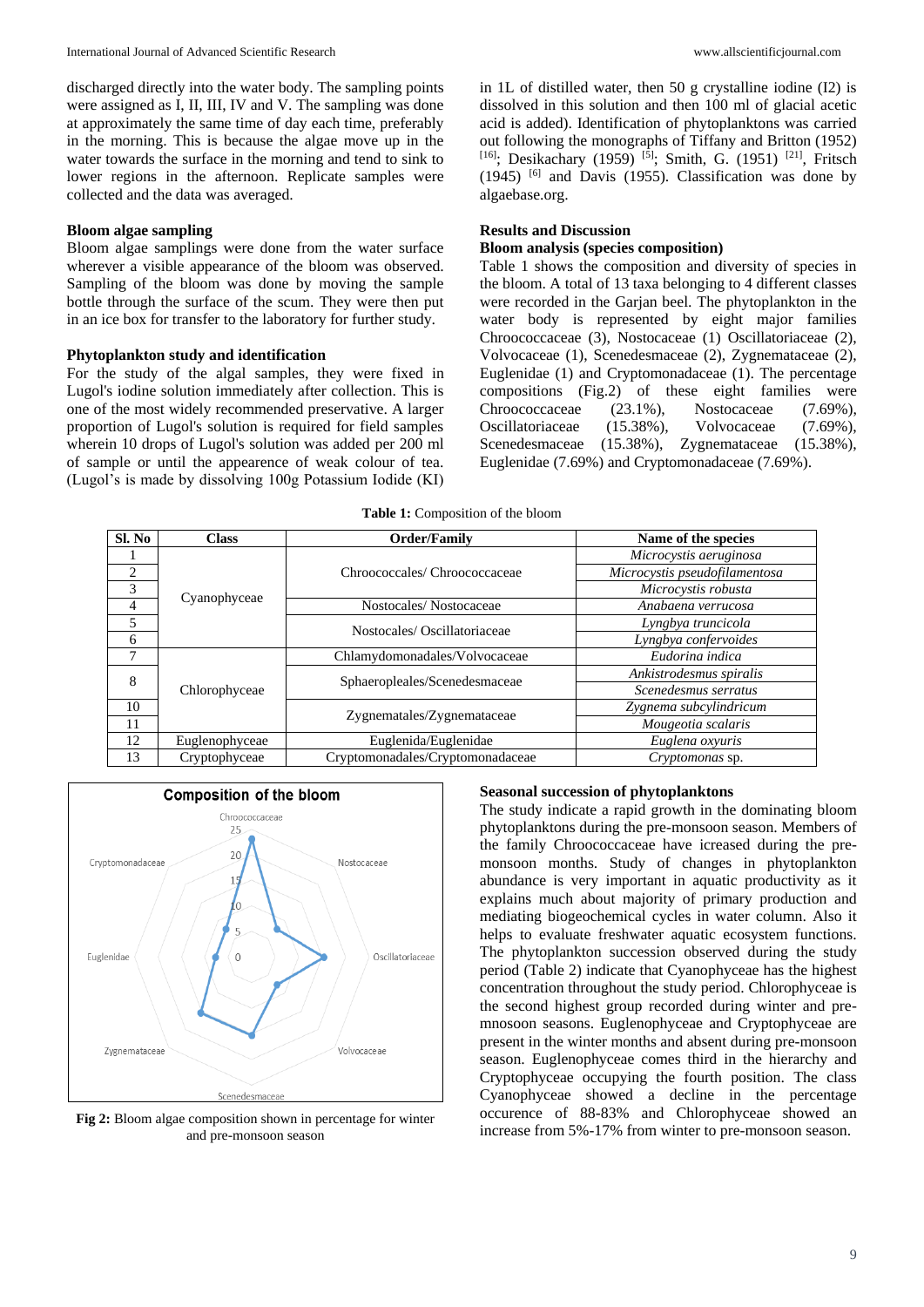discharged directly into the water body. The sampling points were assigned as I, II, III, IV and V. The sampling was done at approximately the same time of day each time, preferably in the morning. This is because the algae move up in the water towards the surface in the morning and tend to sink to lower regions in the afternoon. Replicate samples were collected and the data was averaged.

### Bloom algae sampling

Bloom algae samplings were done from the water surface wherever a visible appearance of the bloom was observed. Sampling of the bloom was done by moving the sample bottle through the surface of the scum. They were then put in an ice box for transfer to the laboratory for further study.

### Phytoplankton study and identification

For the study of the algal samples, they were fixed in Lugol's iodine solution immediately after collection. This is one of the most widely recommended preservative. A larger proportion of Lugol's solution is required for field samples wherein 10 drops of Lugol's solution was added per 200 ml of sample or until the appearence of weak colour of tea. (Lugol's is made by dissolving 100g Potassium Iodide (KI) in 1L of distilled water, then 50 g crystalline iodine ($I_2$) is dissolved in this solution and then 100 ml of glacial acetic acid is added). Identification of phytoplanktons was carried out following the monographs of Tiffany and Britton (1952) [16]; Desikachary (1959) [5]; Smith, G. (1951) [21], Fritsch (1945) [6] and Davis (1955). Classification was done by algaebase.org.

## Results and Discussion

### Bloom analysis (species composition)

Table 1 shows the composition and diversity of species in the bloom. A total of 13 taxa belonging to 4 different classes were recorded in the Garjan beel. The phytoplankton in the water body is represented by eight major families Chroococcaceae (3), Nostocaceae (1) Oscillatoriaceae (2), Volvocaceae (1), Scenedesmaceae (2), Zygnemataceae (2), Euglenidae (1) and Cryptomonadaceae (1). The percentage compositions (Fig.2) of these eight families were Chroococcaceae (23.1%), Nostocaceae (7.69%), Oscillatoriaceae (15.38%), Volvocaceae (7.69%), Scenedesmaceae (15.38%), Zygnemataceae (15.38%), Euglenidae (7.69%) and Cryptomonadaceae (7.69%).

**Table 1:** Composition of the bloom

| Sl. No | Class | Order/Family | Name of the species |
|---|---|---|---|
| 1 | Cyanophyceae | Chroococcales/ Chroococcaceae | *Microcystis aeruginosa* |
| 2 | | | *Microcystis pseudofilamentosa* |
| 3 | | | *Microcystis robusta* |
| 4 | | Nostocales/ Nostocaceae | *Anabaena verrucosa* |
| 5 | | Nostocales/ Oscillatoriaceae | *Lyngbya truncicola* |
| 6 | | | *Lyngbya confervoides* |
| 7 | Chlorophyceae | Chlamydomonadales/Volvocaceae | *Eudorina indica* |
| 8 | | Sphaeropleales/Scenedesmaceae | *Ankistrodesmus spiralis* |
| | | | *Scenedesmus serratus* |
| 10 | | Zygnematales/Zygnemataceae | *Zygnema subcylindricum* |
| 11 | | | *Mougeotia scalaris* |
| 12 | Euglenophyceae | Euglenida/Euglenidae | *Euglena oxyuris* |
| 13 | Cryptophyceae | Cryptomonadales/Cryptomonadaceae | *Cryptomonas* sp. |

**Fig 2:** Bloom algae composition shown in percentage for winter and pre-monsoon season

### Seasonal succession of phytoplanktons

The study indicate a rapid growth in the dominating bloom phytoplanktons during the pre-monsoon season. Members of the family Chroococcaceae have icreased during the pre-monsoon months. Study of changes in phytoplankton abundance is very important in aquatic productivity as it explains much about majority of primary production and mediating biogeochemical cycles in water column. Also it helps to evaluate freshwater aquatic ecosystem functions. The phytoplankton succession observed during the study period (Table 2) indicate that Cyanophyceae has the highest concentration throughout the study period. Chlorophyceae is the second highest group recorded during winter and pre-mnosoon seasons. Euglenophyceae and Cryptophyceae are present in the winter months and absent during pre-monsoon season. Euglenophyceae comes third in the hierarchy and Cryptophyceae occupying the fourth position. The class Cyanophyceae showed a decline in the percentage occurence of 88-83% and Chlorophyceae showed an increase from 5%-17% from winter to pre-monsoon season.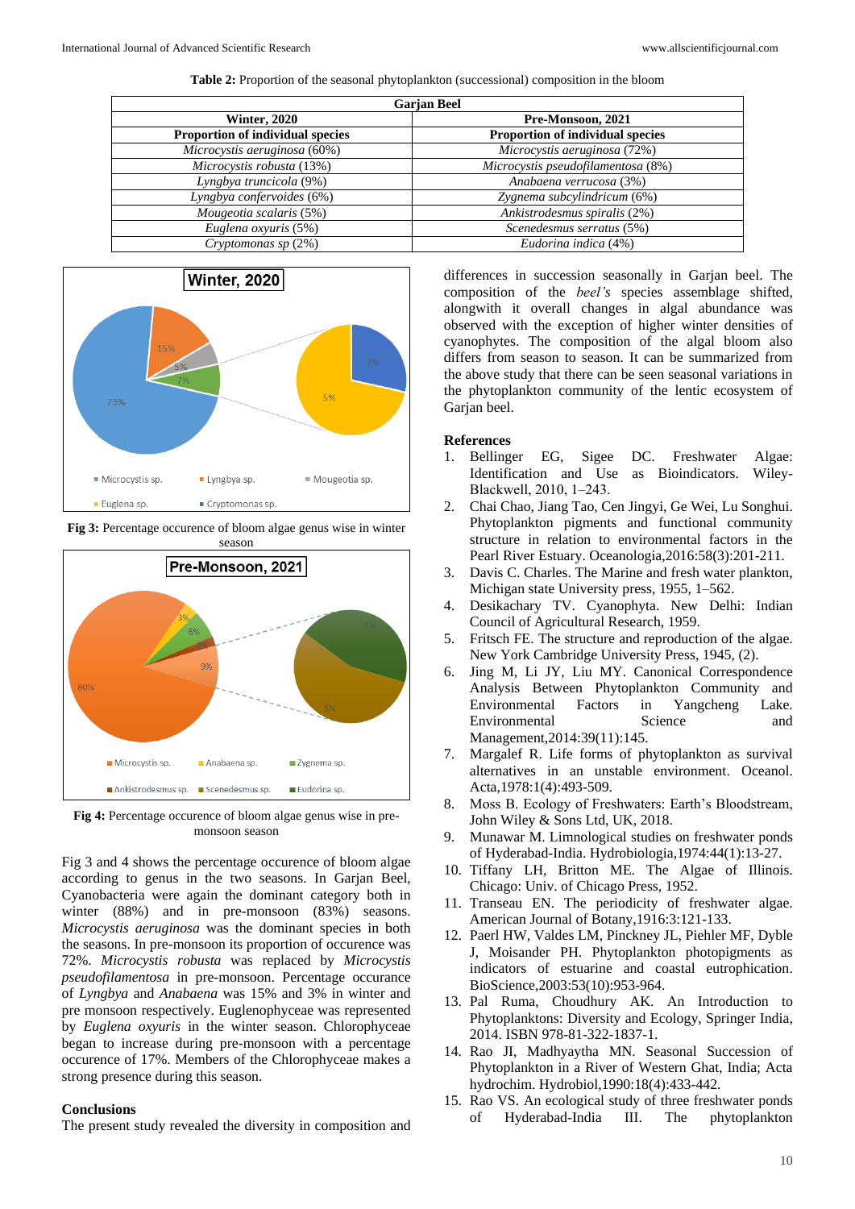**Table 2:** Proportion of the seasonal phytoplankton (successional) composition in the bloom

| Garjan Beel | |
|---|---|
| **Winter, 2020** | **Pre-Monsoon, 2021** |
| **Proportion of individual species** | **Proportion of individual species** |
| *Microcystis aeruginosa* (60%) | *Microcystis aeruginosa* (72%) |
| *Microcystis robusta* (13%) | *Microcystis pseudofilamentosa* (8%) |
| *Lyngbya truncicola* (9%) | *Anabaena verrucosa* (3%) |
| *Lyngbya confervoides* (6%) | *Zygnema subcylindricum* (6%) |
| *Mougeotia scalaris* (5%) | *Ankistrodesmus spiralis* (2%) |
| *Euglena oxyuris* (5%) | *Scenedesmus serratus* (5%) |
| *Cryptomonas sp* (2%) | *Eudorina indica* (4%) |

**Fig 3:** Percentage occurence of bloom algae genus wise in winter season

**Fig 4:** Percentage occurence of bloom algae genus wise in pre-monsoon season

Fig 3 and 4 shows the percentage occurence of bloom algae according to genus in the two seasons. In Garjan Beel, Cyanobacteria were again the dominant category both in winter (88%) and in pre-monsoon (83%) seasons. *Microcystis aeruginosa* was the dominant species in both the seasons. In pre-monsoon its proportion of occurence was 72%. *Microcystis robusta* was replaced by *Microcystis pseudofilamentosa* in pre-monsoon. Percentage occurance of *Lyngbya* and *Anabaena* was 15% and 3% in winter and pre monsoon respectively. Euglenophyceae was represented by *Euglena oxyuris* in the winter season. Chlorophyceae began to increase during pre-monsoon with a percentage occurence of 17%. Members of the Chlorophyceae makes a strong presence during this season.

## Conclusions

The present study revealed the diversity in composition and differences in succession seasonally in Garjan beel. The composition of the *beel's* species assemblage shifted, alongwith it overall changes in algal abundance was observed with the exception of higher winter densities of cyanophytes. The composition of the algal bloom also differs from season to season. It can be summarized from the above study that there can be seen seasonal variations in the phytoplankton community of the lentic ecosystem of Garjan beel.

## References

1. Bellinger EG, Sigee DC. Freshwater Algae: Identification and Use as Bioindicators. Wiley-Blackwell, 2010, 1–243.
2. Chai Chao, Jiang Tao, Cen Jingyi, Ge Wei, Lu Songhui. Phytoplankton pigments and functional community structure in relation to environmental factors in the Pearl River Estuary. Oceanologia,2016:58(3):201-211.
3. Davis C. Charles. The Marine and fresh water plankton, Michigan state University press, 1955, 1–562.
4. Desikachary TV. Cyanophyta. New Delhi: Indian Council of Agricultural Research, 1959.
5. Fritsch FE. The structure and reproduction of the algae. New York Cambridge University Press, 1945, (2).
6. Jing M, Li JY, Liu MY. Canonical Correspondence Analysis Between Phytoplankton Community and Environmental Factors in Yangcheng Lake. Environmental Science and Management,2014:39(11):145.
7. Margalef R. Life forms of phytoplankton as survival alternatives in an unstable environment. Oceanol. Acta,1978:1(4):493-509.
8. Moss B. Ecology of Freshwaters: Earth's Bloodstream, John Wiley & Sons Ltd, UK, 2018.
9. Munawar M. Limnological studies on freshwater ponds of Hyderabad-India. Hydrobiologia,1974:44(1):13-27.
10. Tiffany LH, Britton ME. The Algae of Illinois. Chicago: Univ. of Chicago Press, 1952.
11. Transeau EN. The periodicity of freshwater algae. American Journal of Botany,1916:3:121-133.
12. Paerl HW, Valdes LM, Pinckney JL, Piehler MF, Dyble J, Moisander PH. Phytoplankton photopigments as indicators of estuarine and coastal eutrophication. BioScience,2003:53(10):953-964.
13. Pal Ruma, Choudhury AK. An Introduction to Phytoplanktons: Diversity and Ecology, Springer India, 2014. ISBN 978-81-322-1837-1.
14. Rao JI, Madhyaytha MN. Seasonal Succession of Phytoplankton in a River of Western Ghat, India; Acta hydrochim. Hydrobiol,1990:18(4):433-442.
15. Rao VS. An ecological study of three freshwater ponds of Hyderabad-India III. The phytoplankton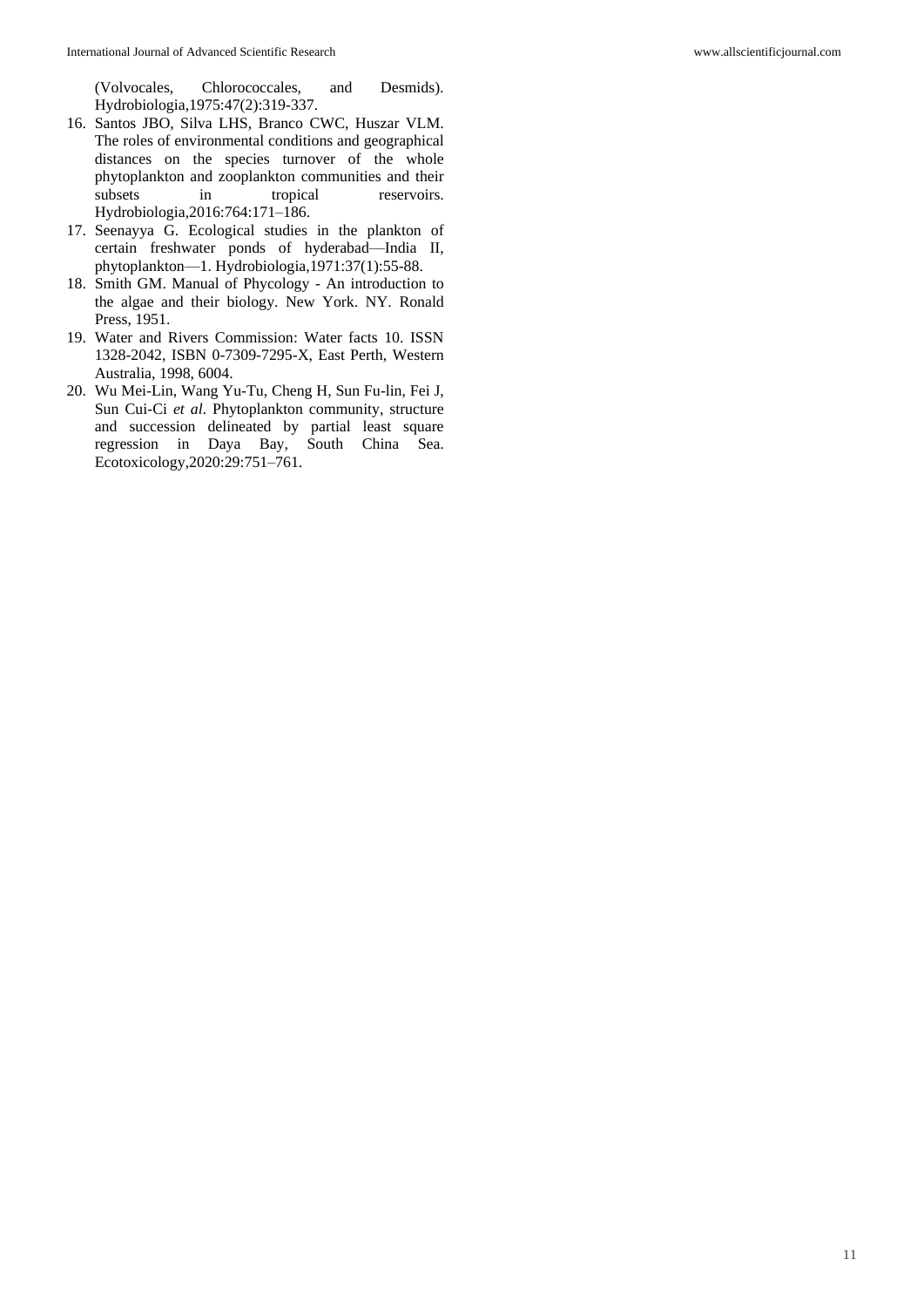(Volvocales, Chlorococcales, and Desmids). Hydrobiologia,1975:47(2):319-337.

16. Santos JBO, Silva LHS, Branco CWC, Huszar VLM. The roles of environmental conditions and geographical distances on the species turnover of the whole phytoplankton and zooplankton communities and their subsets in tropical reservoirs. Hydrobiologia,2016:764:171–186.
17. Seenayya G. Ecological studies in the plankton of certain freshwater ponds of hyderabad—India II, phytoplankton—1. Hydrobiologia,1971:37(1):55-88.
18. Smith GM. Manual of Phycology - An introduction to the algae and their biology. New York. NY. Ronald Press, 1951.
19. Water and Rivers Commission: Water facts 10. ISSN 1328-2042, ISBN 0-7309-7295-X, East Perth, Western Australia, 1998, 6004.
20. Wu Mei-Lin, Wang Yu-Tu, Cheng H, Sun Fu-lin, Fei J, Sun Cui-Ci *et al*. Phytoplankton community, structure and succession delineated by partial least square regression in Daya Bay, South China Sea. Ecotoxicology,2020:29:751–761.